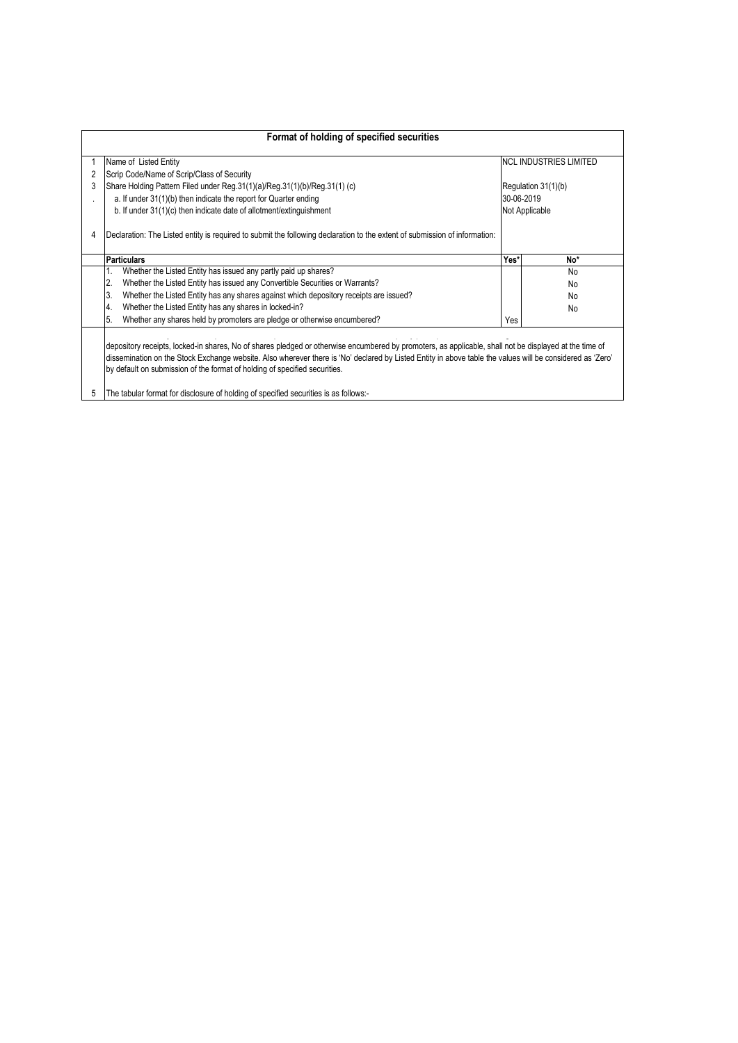# Format of holding of specified securities

| | | |
|---|---|---|
| 1 | Name of Listed Entity | NCL INDUSTRIES LIMITED |
| 2 | Scrip Code/Name of Scrip/Class of Security | |
| 3 | Share Holding Pattern Filed under Reg.31(1)(a)/Reg.31(1)(b)/Reg.31(1) (c) | Regulation 31(1)(b) |
| . | a. If under 31(1)(b) then indicate the report for Quarter ending | 30-06-2019 |
| | b. If under 31(1)(c) then indicate date of allotment/extinguishment | Not Applicable |
| 4 | Declaration: The Listed entity is required to submit the following declaration to the extent of submission of information: | |

| Particulars | Yes* | No* |
|---|---|---|
| 1. Whether the Listed Entity has issued any partly paid up shares? | | No |
| 2. Whether the Listed Entity has issued any Convertible Securities or Warrants? | | No |
| 3. Whether the Listed Entity has any shares against which depository receipts are issued? | | No |
| 4. Whether the Listed Entity has any shares in locked-in? | | No |
| 5. Whether any shares held by promoters are pledge or otherwise encumbered? | Yes | |

depository receipts, locked-in shares, No of shares pledged or otherwise encumbered by promoters, as applicable, shall not be displayed at the time of dissemination on the Stock Exchange website. Also wherever there is 'No' declared by Listed Entity in above table the values will be considered as 'Zero' by default on submission of the format of holding of specified securities.

5 The tabular format for disclosure of holding of specified securities is as follows:-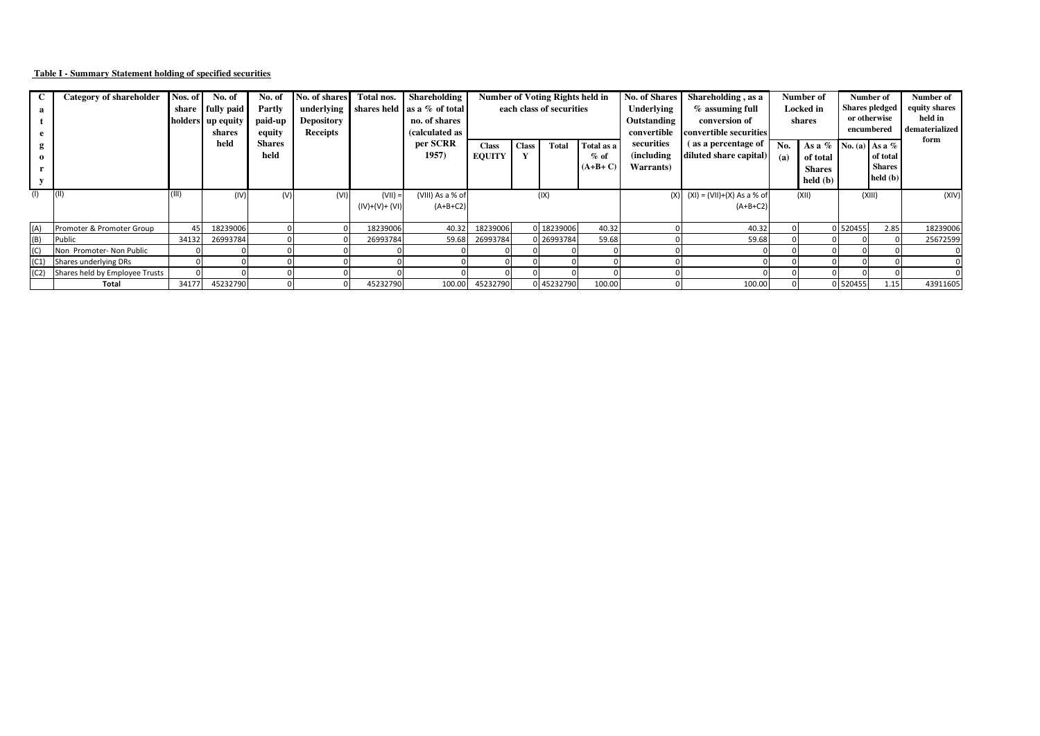**Table I - Summary Statement holding of specified securities**

| Category | Category of shareholder | Nos. of share holders | No. of fully paid up equity shares held | No. of Partly paid-up equity Shares held | No. of shares underlying Depository Receipts | Total nos. shares held | Shareholding as a % of total no. of shares (calculated as per SCRR 1957) | Number of Voting Rights held in each class of securities | | | | No. of Shares Underlying Outstanding convertible securities (including Warrants) | Shareholding , as a % assuming full conversion of convertible securities ( as a percentage of diluted share capital) | Number of Locked in shares | | Number of Shares pledged or otherwise encumbered | | Number of equity shares held in dematerialized form |
|---|---|---|---|---|---|---|---|---|---|---|---|---|---|---|---|---|---|---|
| | | | | | | | | Class EQUITY | Class Y | Total | Total as a % of (A+B+ C) | | | No. (a) | As a % of total Shares held (b) | No. (a) | As a % of total Shares held (b) | |
| (I) | (II) | (III) | (IV) | (V) | (VI) | (VII) = (IV)+(V)+ (VI) | (VIII) As a % of (A+B+C2) | (IX) | | | | (X) | (XI) = (VII)+(X) As a % of (A+B+C2) | (XII) | | (XIII) | | (XIV) |
| (A) | Promoter & Promoter Group | 45 | 18239006 | 0 | 0 | 18239006 | 40.32 | 18239006 | 0 | 18239006 | 40.32 | 0 | 40.32 | 0 | 0 | 520455 | 2.85 | 18239006 |
| (B) | Public | 34132 | 26993784 | 0 | 0 | 26993784 | 59.68 | 26993784 | 0 | 26993784 | 59.68 | 0 | 59.68 | 0 | 0 | 0 | 0 | 25672599 |
| (C) | Non Promoter- Non Public | 0 | 0 | 0 | 0 | 0 | 0 | 0 | 0 | 0 | 0 | 0 | 0 | 0 | 0 | 0 | 0 | 0 |
| (C1) | Shares underlying DRs | 0 | 0 | 0 | 0 | 0 | 0 | 0 | 0 | 0 | 0 | 0 | 0 | 0 | 0 | 0 | 0 | 0 |
| (C2) | Shares held by Employee Trusts | 0 | 0 | 0 | 0 | 0 | 0 | 0 | 0 | 0 | 0 | 0 | 0 | 0 | 0 | 0 | 0 | 0 |
| | **Total** | 34177 | 45232790 | 0 | 0 | 45232790 | 100.00 | 45232790 | 0 | 45232790 | 100.00 | 0 | 100.00 | 0 | 0 | 520455 | 1.15 | 43911605 |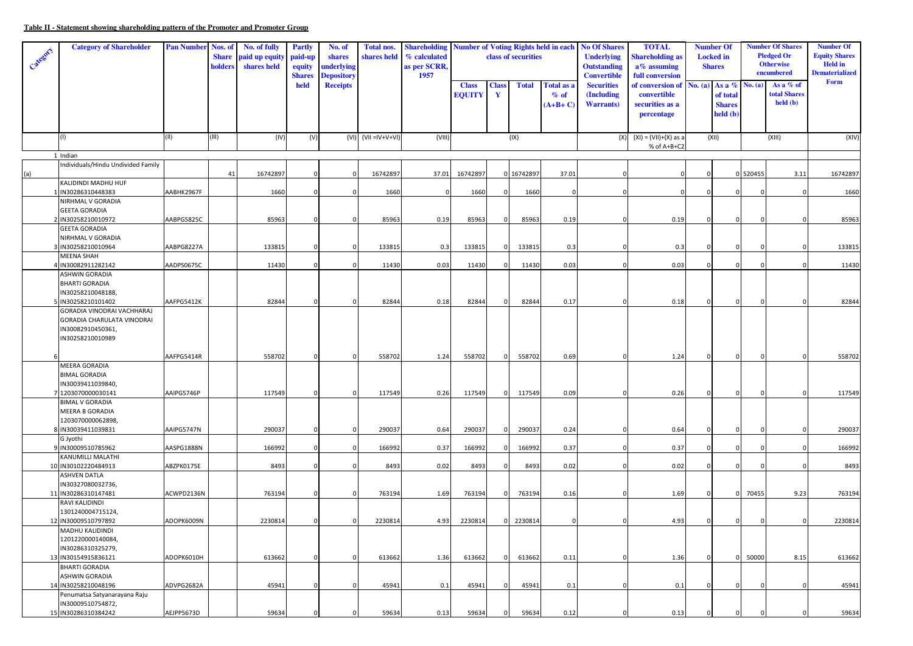**Table II - Statement showing shareholding pattern of the Promoter and Promoter Group**

| Category | Category of Shareholder | Pan Number | Nos. of Share holders | No. of fully paid up equity shares held | Partly paid-up equity Shares held | No. of shares underlying Depository Receipts | Total nos. shares held | Shareholding % calculated as per SCRR, 1957 | Number of Voting Rights held in each class of securities | | | | No Of Shares Underlying Outstanding Convertible Securities (Including Warrants) | TOTAL Shareholding as a% assuming full conversion of conversion of convertible securities as a percentage | Number Of Locked in Shares | | Number Of Shares Pledged Or Otherwise encumbered | | Number Of Equity Shares Held in Dematerialized Form |
|---|---|---|---|---|---|---|---|---|---|---|---|---|---|---|---|---|---|---|---|
| | | | | | | | | | Class EQUITY | Class Y | Total | Total as a % of (A+B+C) | | | No. (a) | As a % of total Shares held (b) | No. (a) | As a % of total Shares held (b) | |
| | (I) | (II) | (III) | (IV) | (V) | (VI) | (VII =IV+V+VI) | (VIII) | (IX) | | | | (X) | (XI) = (VII)+(X) as a % of A+B+C2 | (XII) | | (XIII) | | (XIV) |
| 1 | Indian | | | | | | | | | | | | | | | | | | |
| (a) | Individuals/Hindu Undivided Family | | 41 | 16742897 | 0 | 0 | 16742897 | 37.01 | 16742897 | 0 | 16742897 | 37.01 | 0 | 0 | 0 | 0 | 520455 | 3.11 | 16742897 |
| 1 | KALIDINDI MADHU HUF IN30286310448383 | AABHK2967F | | 1660 | 0 | 0 | 1660 | 0 | 1660 | 0 | 1660 | 0 | 0 | 0 | 0 | 0 | 0 | 0 | 1660 |
| 2 | NIRHMAL V GORADIA GEETA GORADIA IN30258210010972 | AABPG5825C | | 85963 | 0 | 0 | 85963 | 0.19 | 85963 | 0 | 85963 | 0.19 | 0 | 0.19 | 0 | 0 | 0 | 0 | 85963 |
| 3 | GEETA GORADIA NIRHMAL V GORADIA IN30258210010964 | AABPG8227A | | 133815 | 0 | 0 | 133815 | 0.3 | 133815 | 0 | 133815 | 0.3 | 0 | 0.3 | 0 | 0 | 0 | 0 | 133815 |
| 4 | MEENA SHAH IN30082911282142 | AADPS0675C | | 11430 | 0 | 0 | 11430 | 0.03 | 11430 | 0 | 11430 | 0.03 | 0 | 0.03 | 0 | 0 | 0 | 0 | 11430 |
| 5 | ASHWIN GORADIA BHARTI GORADIA IN30258210048188, IN30258210101402 | AAFPG5412K | | 82844 | 0 | 0 | 82844 | 0.18 | 82844 | 0 | 82844 | 0.17 | 0 | 0.18 | 0 | 0 | 0 | 0 | 82844 |
| 6 | GORADIA VINODRAI VACHHARAJ GORADIA CHARULATA VINODRAI IN30082910450361, IN30258210010989 | AAFPG5414R | | 558702 | 0 | 0 | 558702 | 1.24 | 558702 | 0 | 558702 | 0.69 | 0 | 1.24 | 0 | 0 | 0 | 0 | 558702 |
| 7 | MEERA GORADIA BIMAL GORADIA IN30039411039840, 1203070000030141 | AAIPG5746P | | 117549 | 0 | 0 | 117549 | 0.26 | 117549 | 0 | 117549 | 0.09 | 0 | 0.26 | 0 | 0 | 0 | 0 | 117549 |
| 8 | BIMAL V GORADIA MEERA B GORADIA 1203070000062898, IN30039411039831 | AAIPG5747N | | 290037 | 0 | 0 | 290037 | 0.64 | 290037 | 0 | 290037 | 0.24 | 0 | 0.64 | 0 | 0 | 0 | 0 | 290037 |
| 9 | G Jyothi IN30009510785962 | AASPG1888N | | 166992 | 0 | 0 | 166992 | 0.37 | 166992 | 0 | 166992 | 0.37 | 0 | 0.37 | 0 | 0 | 0 | 0 | 166992 |
| 10 | KANUMILLI MALATHI IN30102220484913 | ABZPK0175E | | 8493 | 0 | 0 | 8493 | 0.02 | 8493 | 0 | 8493 | 0.02 | 0 | 0.02 | 0 | 0 | 0 | 0 | 8493 |
| 11 | ASHVEN DATLA IN30327080032736, IN30286310147481 | ACWPD2136N | | 763194 | 0 | 0 | 763194 | 1.69 | 763194 | 0 | 763194 | 0.16 | 0 | 1.69 | 0 | 0 | 70455 | 9.23 | 763194 |
| 12 | RAVI KALIDINDI 1301240004715124, IN30009510797892 | ADOPK6009N | | 2230814 | 0 | 0 | 2230814 | 4.93 | 2230814 | 0 | 2230814 | 0 | 0 | 4.93 | 0 | 0 | 0 | 0 | 2230814 |
| 13 | MADHU KALIDINDI 1201220000140084, IN30286310325279, IN30154915836121 | ADOPK6010H | | 613662 | 0 | 0 | 613662 | 1.36 | 613662 | 0 | 613662 | 0.11 | 0 | 1.36 | 0 | 0 | 50000 | 8.15 | 613662 |
| 14 | BHARTI GORADIA ASHWIN GORADIA IN30258210048196 | ADVPG2682A | | 45941 | 0 | 0 | 45941 | 0.1 | 45941 | 0 | 45941 | 0.1 | 0 | 0.1 | 0 | 0 | 0 | 0 | 45941 |
| 15 | Penumatsa Satyanarayana Raju IN30009510754872, IN30286310384242 | AEJPP5673D | | 59634 | 0 | 0 | 59634 | 0.13 | 59634 | 0 | 59634 | 0.12 | 0 | 0.13 | 0 | 0 | 0 | 0 | 59634 |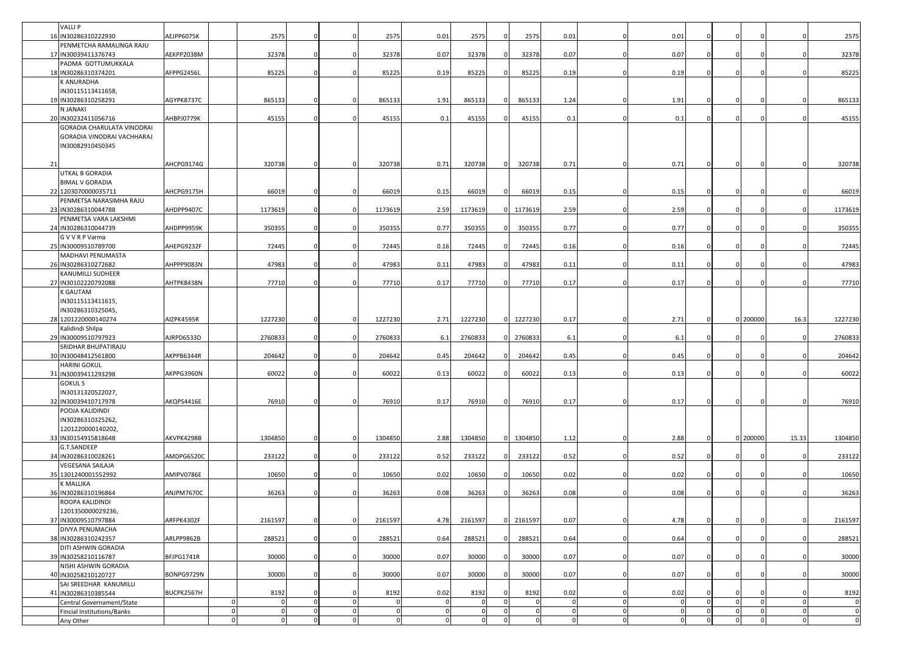| | | | | | | | | | | | | | | | | | | | |
|---|---|---|---|---|---|---|---|---|---|---|---|---|---|---|---|---|---|---|---|
| 16 | VALLI P IN30286310222930 | AEJPP6075K | | 2575 | 0 | 0 | 2575 | 0.01 | 2575 | 0 | 2575 | 0.01 | 0 | 0.01 | 0 | 0 | 0 | 0 | 2575 |
| 17 | PENMETCHA RAMALINGA RAJU IN30039411376743 | AEKPP2038M | | 32378 | 0 | 0 | 32378 | 0.07 | 32378 | 0 | 32378 | 0.07 | 0 | 0.07 | 0 | 0 | 0 | 0 | 32378 |
| 18 | PADMA GOTTUMUKKALA IN30286310374201 | AFPPG2456L | | 85225 | 0 | 0 | 85225 | 0.19 | 85225 | 0 | 85225 | 0.19 | 0 | 0.19 | 0 | 0 | 0 | 0 | 85225 |
| 19 | K ANURADHA IN30115113411658, IN30286310258291 | AGYPK8737C | | 865133 | 0 | 0 | 865133 | 1.91 | 865133 | 0 | 865133 | 1.24 | 0 | 1.91 | 0 | 0 | 0 | 0 | 865133 |
| 20 | N JANAKI IN30232411056716 | AHBPJ0779K | | 45155 | 0 | 0 | 45155 | 0.1 | 45155 | 0 | 45155 | 0.1 | 0 | 0.1 | 0 | 0 | 0 | 0 | 45155 |
| 21 | GORADIA CHARULATA VINODRAI GORADIA VINODRAI VACHHARAJ IN30082910450345 | AHCPG9174G | | 320738 | 0 | 0 | 320738 | 0.71 | 320738 | 0 | 320738 | 0.71 | 0 | 0.71 | 0 | 0 | 0 | 0 | 320738 |
| 22 | UTKAL B GORADIA BIMAL V GORADIA 1203070000035711 | AHCPG9175H | | 66019 | 0 | 0 | 66019 | 0.15 | 66019 | 0 | 66019 | 0.15 | 0 | 0.15 | 0 | 0 | 0 | 0 | 66019 |
| 23 | PENMETSA NARASIMHA RAJU IN30286310044788 | AHDPP9407C | | 1173619 | 0 | 0 | 1173619 | 2.59 | 1173619 | 0 | 1173619 | 2.59 | 0 | 2.59 | 0 | 0 | 0 | 0 | 1173619 |
| 24 | PENMETSA VARA LAKSHMI IN30286310044739 | AHDPP9959K | | 350355 | 0 | 0 | 350355 | 0.77 | 350355 | 0 | 350355 | 0.77 | 0 | 0.77 | 0 | 0 | 0 | 0 | 350355 |
| 25 | G V V R P Varma IN30009510789700 | AHEPG9232F | | 72445 | 0 | 0 | 72445 | 0.16 | 72445 | 0 | 72445 | 0.16 | 0 | 0.16 | 0 | 0 | 0 | 0 | 72445 |
| 26 | MADHAVI PENUMASTA IN30286310272682 | AHPPP9083N | | 47983 | 0 | 0 | 47983 | 0.11 | 47983 | 0 | 47983 | 0.11 | 0 | 0.11 | 0 | 0 | 0 | 0 | 47983 |
| 27 | KANUMILLI SUDHEER IN30102220792088 | AHTPK8438N | | 77710 | 0 | 0 | 77710 | 0.17 | 77710 | 0 | 77710 | 0.17 | 0 | 0.17 | 0 | 0 | 0 | 0 | 77710 |
| 28 | K GAUTAM IN30115113411615, IN30286310325045, 1201220000140274 | AIZPK4595R | | 1227230 | 0 | 0 | 1227230 | 2.71 | 1227230 | 0 | 1227230 | 0.17 | 0 | 2.71 | 0 | 0 | 200000 | 16.3 | 1227230 |
| 29 | Kalidindi Shilpa IN30009510797923 | AJRPD6533D | | 2760833 | 0 | 0 | 2760833 | 6.1 | 2760833 | 0 | 2760833 | 6.1 | 0 | 6.1 | 0 | 0 | 0 | 0 | 2760833 |
| 30 | SRIDHAR BHUPATIRAJU IN30048412561800 | AKPPB6344R | | 204642 | 0 | 0 | 204642 | 0.45 | 204642 | 0 | 204642 | 0.45 | 0 | 0.45 | 0 | 0 | 0 | 0 | 204642 |
| 31 | HARINI GOKUL IN30039411293298 | AKPPG3960N | | 60022 | 0 | 0 | 60022 | 0.13 | 60022 | 0 | 60022 | 0.13 | 0 | 0.13 | 0 | 0 | 0 | 0 | 60022 |
| 32 | GOKUL S IN30131320522027, IN30039410717978 | AKQPS4416E | | 76910 | 0 | 0 | 76910 | 0.17 | 76910 | 0 | 76910 | 0.17 | 0 | 0.17 | 0 | 0 | 0 | 0 | 76910 |
| 33 | POOJA KALIDINDI IN30286310325262, 1201220000140202, IN30154915818648 | AKVPK4298B | | 1304850 | 0 | 0 | 1304850 | 2.88 | 1304850 | 0 | 1304850 | 1.12 | 0 | 2.88 | 0 | 0 | 200000 | 15.33 | 1304850 |
| 34 | G.T.SANDEEP IN30286310028261 | AMDPG6520C | | 233122 | 0 | 0 | 233122 | 0.52 | 233122 | 0 | 233122 | 0.52 | 0 | 0.52 | 0 | 0 | 0 | 0 | 233122 |
| 35 | VEGESANA SAILAJA 1301240001552992 | AMIPV0786E | | 10650 | 0 | 0 | 10650 | 0.02 | 10650 | 0 | 10650 | 0.02 | 0 | 0.02 | 0 | 0 | 0 | 0 | 10650 |
| 36 | K MALLIKA IN30286310196864 | ANJPM7670C | | 36263 | 0 | 0 | 36263 | 0.08 | 36263 | 0 | 36263 | 0.08 | 0 | 0.08 | 0 | 0 | 0 | 0 | 36263 |
| 37 | ROOPA KALIDINDI 1201350000029236, IN30009510797884 | ARFPK4302F | | 2161597 | 0 | 0 | 2161597 | 4.78 | 2161597 | 0 | 2161597 | 0.07 | 0 | 4.78 | 0 | 0 | 0 | 0 | 2161597 |
| 38 | DIVYA PENUMACHA IN30286310242357 | ARLPP9862B | | 288521 | 0 | 0 | 288521 | 0.64 | 288521 | 0 | 288521 | 0.64 | 0 | 0.64 | 0 | 0 | 0 | 0 | 288521 |
| 39 | DITI ASHWIN GORADIA IN30258210116787 | BFJPG1741R | | 30000 | 0 | 0 | 30000 | 0.07 | 30000 | 0 | 30000 | 0.07 | 0 | 0.07 | 0 | 0 | 0 | 0 | 30000 |
| 40 | NISHI ASHWIN GORADIA IN30258210120727 | BONPG9729N | | 30000 | 0 | 0 | 30000 | 0.07 | 30000 | 0 | 30000 | 0.07 | 0 | 0.07 | 0 | 0 | 0 | 0 | 30000 |
| 41 | SAI SREEDHAR KANUMILLI IN30286310385544 | BUCPK2567H | | 8192 | 0 | 0 | 8192 | 0.02 | 8192 | 0 | 8192 | 0.02 | 0 | 0.02 | 0 | 0 | 0 | 0 | 8192 |
| | Central Governmanent/State | | 0 | 0 | 0 | 0 | 0 | 0 | 0 | 0 | 0 | 0 | 0 | 0 | 0 | 0 | 0 | 0 | 0 |
| | Fincial Institutions/Banks | | 0 | 0 | 0 | 0 | 0 | 0 | 0 | 0 | 0 | 0 | 0 | 0 | 0 | 0 | 0 | 0 | 0 |
| | Any Other | | 0 | 0 | 0 | 0 | 0 | 0 | 0 | 0 | 0 | 0 | 0 | 0 | 0 | 0 | 0 | 0 | 0 |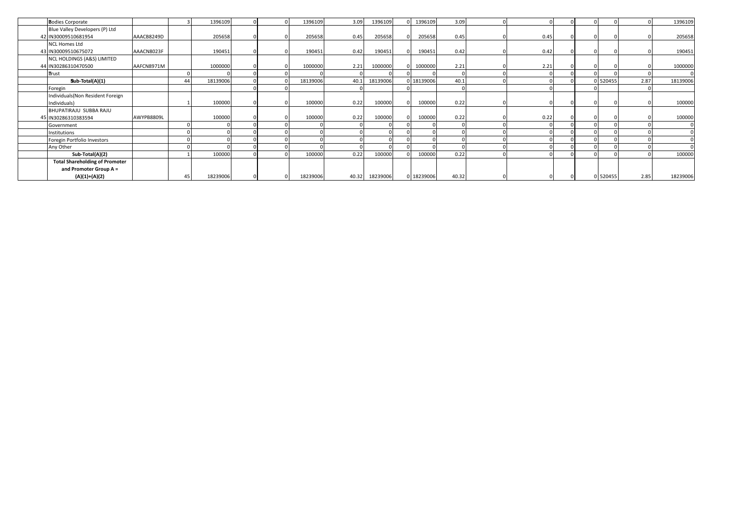| | | | | | | | | | | | | | | | | | | | |
|---|---|---|---|---|---|---|---|---|---|---|---|---|---|---|---|---|---|---|---|
| | Bodies Corporate | | 3 | 1396109 | 0 | 0 | 1396109 | 3.09 | 1396109 | 0 | 1396109 | 3.09 | 0 | 0 | 0 | 0 | 0 | 0 | 1396109 |
| 42 | Blue Valley Developers (P) Ltd IN30009510681954 | AAACB8249D | | 205658 | 0 | 0 | 205658 | 0.45 | 205658 | 0 | 205658 | 0.45 | 0 | 0.45 | 0 | 0 | 0 | 0 | 205658 |
| 43 | NCL Homes Ltd IN30009510675072 | AAACN8023F | | 190451 | 0 | 0 | 190451 | 0.42 | 190451 | 0 | 190451 | 0.42 | 0 | 0.42 | 0 | 0 | 0 | 0 | 190451 |
| 44 | NCL HOLDINGS (A&S) LIMITED IN30286310470500 | AAFCN8971M | | 1000000 | 0 | 0 | 1000000 | 2.21 | 1000000 | 0 | 1000000 | 2.21 | 0 | 2.21 | 0 | 0 | 0 | 0 | 1000000 |
| | Trust | | 0 | 0 | 0 | 0 | 0 | 0 | 0 | 0 | 0 | 0 | 0 | 0 | 0 | 0 | 0 | 0 | 0 |
| | **Sub-Total(A)(1)** | | 44 | 18139006 | 0 | 0 | 18139006 | 40.1 | 18139006 | 0 | 18139006 | 40.1 | 0 | 0 | 0 | 0 | 520455 | 2.87 | 18139006 |
| | Foregin | | | | 0 | 0 | | 0 | | 0 | | 0 | | 0 | | 0 | | 0 | |
| | Individuals(Non Resident Foreign Individuals) | | 1 | 100000 | 0 | 0 | 100000 | 0.22 | 100000 | 0 | 100000 | 0.22 | 0 | 0 | 0 | 0 | 0 | 0 | 100000 |
| 45 | BHUPATIRAJU SUBBA RAJU IN30286310383594 | AWYPB8809L | | 100000 | 0 | 0 | 100000 | 0.22 | 100000 | 0 | 100000 | 0.22 | 0 | 0.22 | 0 | 0 | 0 | 0 | 100000 |
| | Government | | 0 | 0 | 0 | 0 | 0 | 0 | 0 | 0 | 0 | 0 | 0 | 0 | 0 | 0 | 0 | 0 | 0 |
| | Institutions | | 0 | 0 | 0 | 0 | 0 | 0 | 0 | 0 | 0 | 0 | 0 | 0 | 0 | 0 | 0 | 0 | 0 |
| | Foregin Portfolio Investors | | 0 | 0 | 0 | 0 | 0 | 0 | 0 | 0 | 0 | 0 | 0 | 0 | 0 | 0 | 0 | 0 | 0 |
| | Any Other | | 0 | 0 | 0 | 0 | 0 | 0 | 0 | 0 | 0 | 0 | 0 | 0 | 0 | 0 | 0 | 0 | 0 |
| | **Sub-Total(A)(2)** | | 1 | 100000 | 0 | 0 | 100000 | 0.22 | 100000 | 0 | 100000 | 0.22 | 0 | 0 | 0 | 0 | 0 | 0 | 100000 |
| | **Total Shareholding of Promoter and Promoter Group A = (A)(1)+(A)(2)** | | 45 | 18239006 | 0 | 0 | 18239006 | 40.32 | 18239006 | 0 | 18239006 | 40.32 | 0 | 0 | 0 | 0 | 520455 | 2.85 | 18239006 |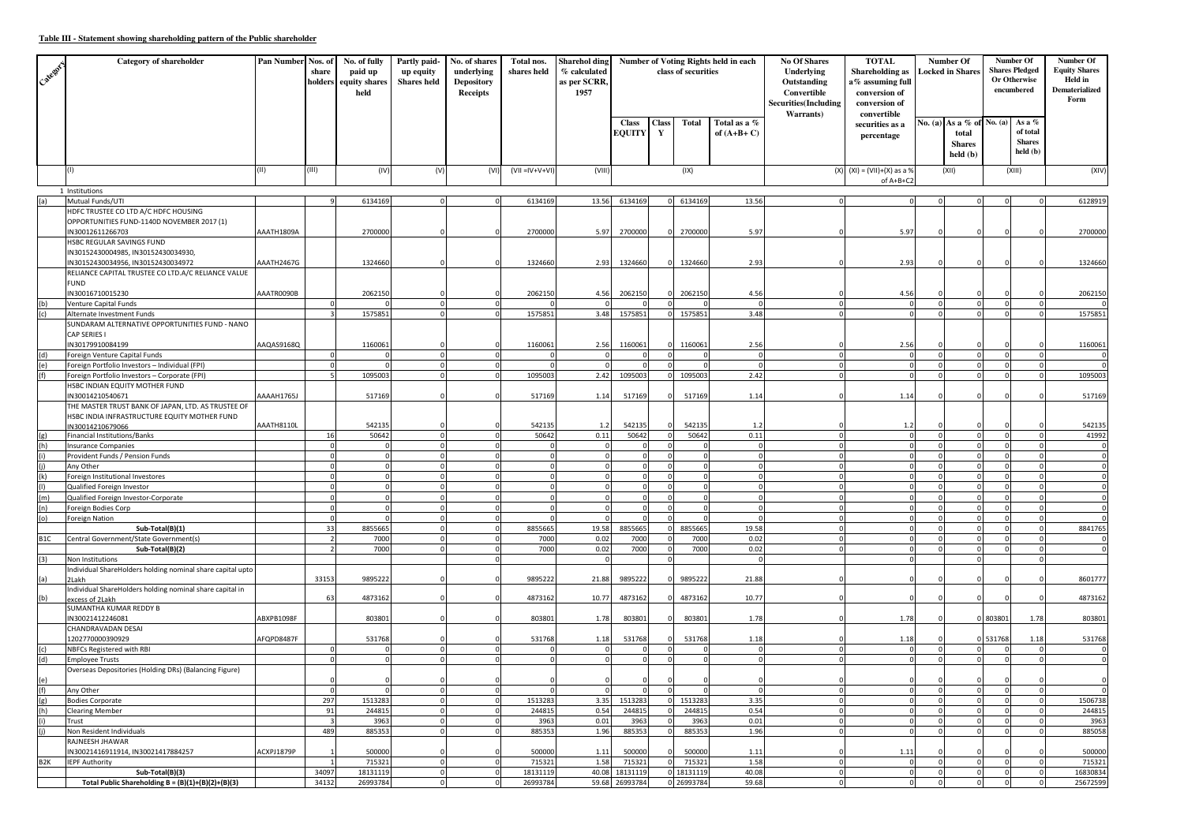**Table III - Statement showing shareholding pattern of the Public shareholder**

| Category | Category of shareholder | Pan Number | Nos. of share holders | No. of fully paid up equity shares held | Partly paid-up equity Shares held | No. of shares underlying Depository Receipts | Total nos. shares held | Shareholding % calculated as per SCRR, 1957 | Number of Voting Rights held in each class of securities | | | | No Of Shares Underlying Outstanding Convertible Securities(Including Warrants) | TOTAL Shareholding as a% assuming full conversion of conversion of convertible securities as a percentage | Number Of Locked in Shares | | Number Of Shares Pledged Or Otherwise encumbered | | Number Of Equity Shares Held in Dematerialized Form |
|---|---|---|---|---|---|---|---|---|---|---|---|---|---|---|---|---|---|---|---|
| | | | | | | | | | Class EQUITY | Class Y | Total | Total as a % of (A+B+ C) | | | No. (a) | As a % of total Shares held (b) | No. (a) | As a % of total Shares held (b) | |
| | (I) | (II) | (III) | (IV) | (V) | (VI) | (VII =IV+V+VI) | (VIII) | (IX) | | | | (X) | (XI) = (VII)+(X) as a % of A+B+C2 | (XII) | | (XIII) | | (XIV) |
| | 1 Institutions | | | | | | | | | | | | | | | | | | |
| (a) | Mutual Funds/UTI | | 9 | 6134169 | 0 | 0 | 6134169 | 13.56 | 6134169 | 0 | 6134169 | 13.56 | 0 | 0 | 0 | 0 | 0 | 0 | 6128919 |
| | HDFC TRUSTEE CO LTD A/C HDFC HOUSING OPPORTUNITIES FUND-1140D NOVEMBER 2017 (1) IN30012611266703 | AAATH1809A | | 2700000 | 0 | 0 | 2700000 | 5.97 | 2700000 | 0 | 2700000 | 5.97 | 0 | 5.97 | 0 | 0 | 0 | 0 | 2700000 |
| | HSBC REGULAR SAVINGS FUND IN30152430004985, IN30152430034930, IN30152430034956, IN30152430034972 | AAATH2467G | | 1324660 | 0 | 0 | 1324660 | 2.93 | 1324660 | 0 | 1324660 | 2.93 | 0 | 2.93 | 0 | 0 | 0 | 0 | 1324660 |
| | RELIANCE CAPITAL TRUSTEE CO LTD.A/C RELIANCE VALUE FUND IN30016710015230 | AAATR0090B | | 2062150 | 0 | 0 | 2062150 | 4.56 | 2062150 | 0 | 2062150 | 4.56 | 0 | 4.56 | 0 | 0 | 0 | 0 | 2062150 |
| (b) | Venture Capital Funds | | 0 | 0 | 0 | 0 | 0 | 0 | 0 | 0 | 0 | 0 | 0 | 0 | 0 | 0 | 0 | 0 | 0 |
| (c) | Alternate Investment Funds | | 3 | 1575851 | 0 | 0 | 1575851 | 3.48 | 1575851 | 0 | 1575851 | 3.48 | 0 | 0 | 0 | 0 | 0 | 0 | 1575851 |
| | SUNDARAM ALTERNATIVE OPPORTUNITIES FUND - NANO CAP SERIES I IN30179910084199 | AAQAS9168Q | | 1160061 | 0 | 0 | 1160061 | 2.56 | 1160061 | 0 | 1160061 | 2.56 | 0 | 2.56 | 0 | 0 | 0 | 0 | 1160061 |
| (d) | Foreign Venture Capital Funds | | 0 | 0 | 0 | 0 | 0 | 0 | 0 | 0 | 0 | 0 | 0 | 0 | 0 | 0 | 0 | 0 | 0 |
| (e) | Foreign Portfolio Investors – Individual (FPI) | | 0 | 0 | 0 | 0 | 0 | 0 | 0 | 0 | 0 | 0 | 0 | 0 | 0 | 0 | 0 | 0 | 0 |
| (f) | Foreign Portfolio Investors – Corporate (FPI) | | 5 | 1095003 | 0 | 0 | 1095003 | 2.42 | 1095003 | 0 | 1095003 | 2.42 | 0 | 0 | 0 | 0 | 0 | 0 | 1095003 |
| | HSBC INDIAN EQUITY MOTHER FUND IN30014210540671 | AAAAH1765J | | 517169 | 0 | 0 | 517169 | 1.14 | 517169 | 0 | 517169 | 1.14 | 0 | 1.14 | 0 | 0 | 0 | 0 | 517169 |
| | THE MASTER TRUST BANK OF JAPAN, LTD. AS TRUSTEE OF HSBC INDIA INFRASTRUCTURE EQUITY MOTHER FUND IN30014210679066 | AAATH8110L | | 542135 | 0 | 0 | 542135 | 1.2 | 542135 | 0 | 542135 | 1.2 | 0 | 1.2 | 0 | 0 | 0 | 0 | 542135 |
| (g) | Financial Institutions/Banks | | 16 | 50642 | 0 | 0 | 50642 | 0.11 | 50642 | 0 | 50642 | 0.11 | 0 | 0 | 0 | 0 | 0 | 0 | 41992 |
| (h) | Insurance Companies | | 0 | 0 | 0 | 0 | 0 | 0 | 0 | 0 | 0 | 0 | 0 | 0 | 0 | 0 | 0 | 0 | 0 |
| (i) | Provident Funds / Pension Funds | | 0 | 0 | 0 | 0 | 0 | 0 | 0 | 0 | 0 | 0 | 0 | 0 | 0 | 0 | 0 | 0 | 0 |
| (j) | Any Other | | 0 | 0 | 0 | 0 | 0 | 0 | 0 | 0 | 0 | 0 | 0 | 0 | 0 | 0 | 0 | 0 | 0 |
| (k) | Foreign Institutional Investores | | 0 | 0 | 0 | 0 | 0 | 0 | 0 | 0 | 0 | 0 | 0 | 0 | 0 | 0 | 0 | 0 | 0 |
| (l) | Qualified Foreign Investor | | 0 | 0 | 0 | 0 | 0 | 0 | 0 | 0 | 0 | 0 | 0 | 0 | 0 | 0 | 0 | 0 | 0 |
| (m) | Qualified Foreign Investor-Corporate | | 0 | 0 | 0 | 0 | 0 | 0 | 0 | 0 | 0 | 0 | 0 | 0 | 0 | 0 | 0 | 0 | 0 |
| (n) | Foreign Bodies Corp | | 0 | 0 | 0 | 0 | 0 | 0 | 0 | 0 | 0 | 0 | 0 | 0 | 0 | 0 | 0 | 0 | 0 |
| (o) | Foreign Nation | | 0 | 0 | 0 | 0 | 0 | 0 | 0 | 0 | 0 | 0 | 0 | 0 | 0 | 0 | 0 | 0 | 0 |
| | **Sub-Total(B)(1)** | | 33 | 8855665 | 0 | 0 | 8855665 | 19.58 | 8855665 | 0 | 8855665 | 19.58 | 0 | 0 | 0 | 0 | 0 | 0 | 8841765 |
| B1C | Central Government/State Government(s) | | 2 | 7000 | 0 | 0 | 7000 | 0.02 | 7000 | 0 | 7000 | 0.02 | 0 | 0 | 0 | 0 | 0 | 0 | 0 |
| | **Sub-Total(B)(2)** | | 2 | 7000 | 0 | 0 | 7000 | 0.02 | 7000 | 0 | 7000 | 0.02 | 0 | 0 | 0 | 0 | 0 | 0 | 0 |
| (3) | Non Institutions | | | | | 0 | | 0 | | 0 | | 0 | 0 | | | 0 | | 0 | |
| (a) | Individual ShareHolders holding nominal share capital upto 2Lakh | | 33153 | 9895222 | 0 | 0 | 9895222 | 21.88 | 9895222 | 0 | 9895222 | 21.88 | 0 | 0 | 0 | 0 | 0 | 0 | 8601777 |
| (b) | Individual ShareHolders holding nominal share capital in excess of 2Lakh | | 63 | 4873162 | 0 | 0 | 4873162 | 10.77 | 4873162 | 0 | 4873162 | 10.77 | 0 | 0 | 0 | 0 | 0 | 0 | 4873162 |
| | SUMANTHA KUMAR REDDY B IN30021412246081 | ABXPB1098F | | 803801 | 0 | 0 | 803801 | 1.78 | 803801 | 0 | 803801 | 1.78 | 0 | 1.78 | 0 | 0 | 803801 | 1.78 | 803801 |
| | CHANDRAVADAN DESAI 1202770000390929 | AFQPD8487F | | 531768 | 0 | 0 | 531768 | 1.18 | 531768 | 0 | 531768 | 1.18 | 0 | 1.18 | 0 | 0 | 531768 | 1.18 | 531768 |
| (c) | NBFCs Registered with RBI | | 0 | 0 | 0 | 0 | 0 | 0 | 0 | 0 | 0 | 0 | 0 | 0 | 0 | 0 | 0 | 0 | 0 |
| (d) | Employee Trusts | | 0 | 0 | 0 | 0 | 0 | 0 | 0 | 0 | 0 | 0 | 0 | 0 | 0 | 0 | 0 | 0 | 0 |
| (e) | Overseas Depositories (Holding DRs) (Balancing Figure) | | 0 | 0 | 0 | 0 | 0 | 0 | 0 | 0 | 0 | 0 | 0 | 0 | 0 | 0 | 0 | 0 | 0 |
| (f) | Any Other | | 0 | 0 | 0 | 0 | 0 | 0 | 0 | 0 | 0 | 0 | 0 | 0 | 0 | 0 | 0 | 0 | 0 |
| (g) | Bodies Corporate | | 297 | 1513283 | 0 | 0 | 1513283 | 3.35 | 1513283 | 0 | 1513283 | 3.35 | 0 | 0 | 0 | 0 | 0 | 0 | 1506738 |
| (h) | Clearing Member | | 91 | 244815 | 0 | 0 | 244815 | 0.54 | 244815 | 0 | 244815 | 0.54 | 0 | 0 | 0 | 0 | 0 | 0 | 244815 |
| (i) | Trust | | 3 | 3963 | 0 | 0 | 3963 | 0.01 | 3963 | 0 | 3963 | 0.01 | 0 | 0 | 0 | 0 | 0 | 0 | 3963 |
| (j) | Non Resident Individuals | | 489 | 885353 | 0 | 0 | 885353 | 1.96 | 885353 | 0 | 885353 | 1.96 | 0 | 0 | 0 | 0 | 0 | 0 | 885058 |
| | RAJNEESH JHAWAR IN30021416911914, IN30021417884257 | ACXPJ1879P | 1 | 500000 | 0 | 0 | 500000 | 1.11 | 500000 | 0 | 500000 | 1.11 | 0 | 1.11 | 0 | 0 | 0 | 0 | 500000 |
| B2K | IEPF Authority | | 1 | 715321 | 0 | 0 | 715321 | 1.58 | 715321 | 0 | 715321 | 1.58 | 0 | 0 | 0 | 0 | 0 | 0 | 715321 |
| | **Sub-Total(B)(3)** | | 34097 | 18131119 | 0 | 0 | 18131119 | 40.08 | 18131119 | 0 | 18131119 | 40.08 | 0 | 0 | 0 | 0 | 0 | 0 | 16830834 |
| | **Total Public Shareholding B = (B)(1)+(B)(2)+(B)(3)** | | 34132 | 26993784 | 0 | 0 | 26993784 | 59.68 | 26993784 | 0 | 26993784 | 59.68 | 0 | 0 | 0 | 0 | 0 | 0 | 25672599 |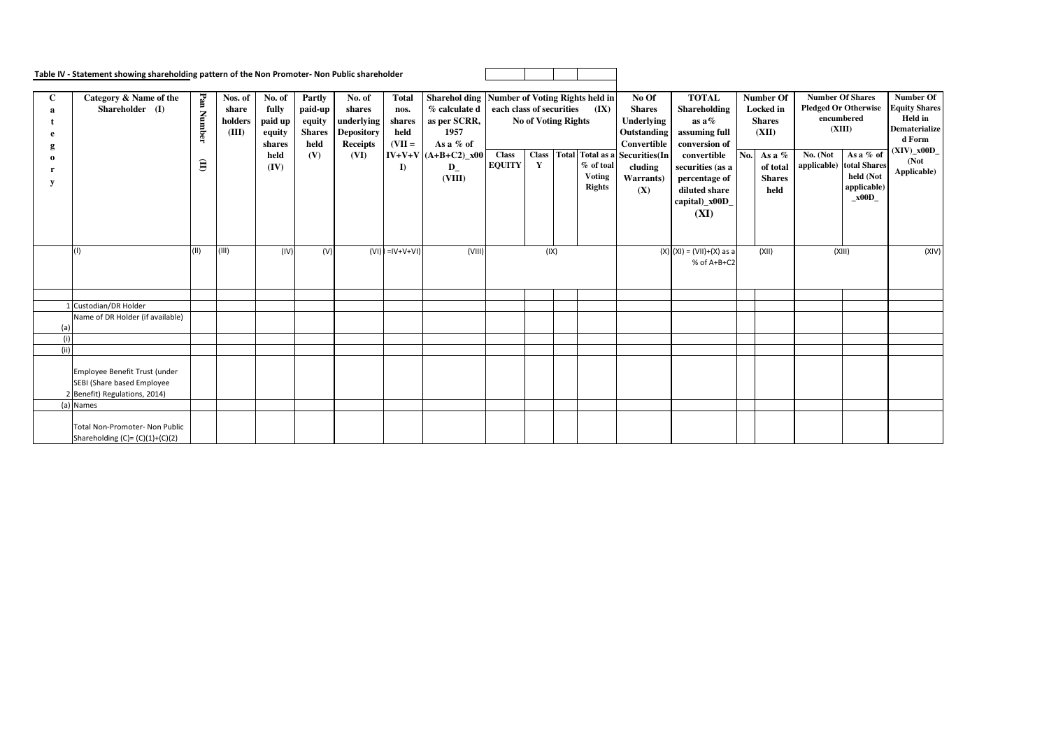**Table IV - Statement showing shareholding pattern of the Non Promoter- Non Public shareholder**

| Category | Category & Name of the Shareholder (I) | Pan Number (II) | Nos. of share holders (III) | No. of fully paid up equity shares held (IV) | Partly paid-up equity Shares held (V) | No. of shares underlying Depository Receipts (VI) | Total nos. shares held (VII = IV+V+VI) | Sharehol ding % calculate d as per SCRR, 1957 As a % of (A+B+C2)_x000D_ (VIII) | Number of Voting Rights held in each class of securities (IX) No of Voting Rights | | | | No Of Shares Underlying Outstanding Convertible Securities(Including Warrants) (X) | TOTAL Shareholding as a% assuming full conversion of convertible securities (as a percentage of diluted share capital)_x000D_ (XI) | Number Of Locked in Shares (XII) | | Number Of Shares Pledged Or Otherwise encumbered (XIII) | | Number Of Equity Shares Held in Dematerialized Form (XIV)_x000D_ (Not Applicable) |
|---|---|---|---|---|---|---|---|---|---|---|---|---|---|---|---|---|---|---|---|
| | | | | | | | | | Class EQUITY | Class Y | Total | Total as a % of toal Voting Rights | | | No. | As a % of total Shares held | No. (Not applicable) | As a % of total Shares held (Not applicable)_x000D_ | |
| | (I) | (II) | (III) | (IV) | (V) | (VI) | =IV+V+VI) | (VIII) | (IX) | | | | (X) | (XI) = (VII)+(X) as a % of A+B+C2 | (XII) | | (XIII) | | (XIV) |
| 1 | Custodian/DR Holder | | | | | | | | | | | | | | | | | | |
| (a) | Name of DR Holder (if available) | | | | | | | | | | | | | | | | | | |
| (i) | | | | | | | | | | | | | | | | | | | |
| (ii) | | | | | | | | | | | | | | | | | | | |
| 2 | Employee Benefit Trust (under SEBI (Share based Employee Benefit) Regulations, 2014) | | | | | | | | | | | | | | | | | | |
| (a) | Names | | | | | | | | | | | | | | | | | | |
| | Total Non-Promoter- Non Public Shareholding (C)= (C)(1)+(C)(2) | | | | | | | | | | | | | | | | | | |